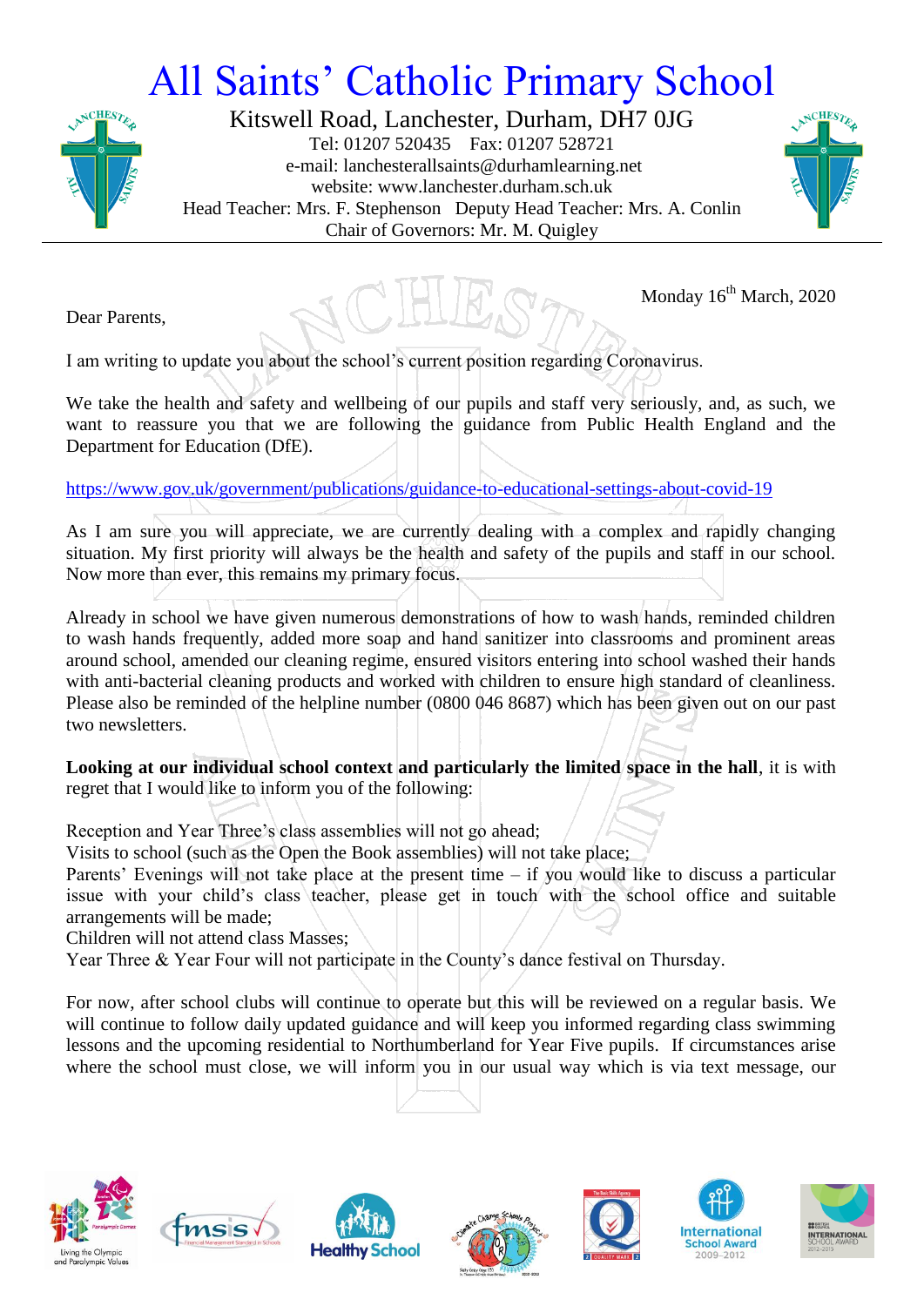# All Saints' Catholic Primary School

Kitswell Road, Lanchester, Durham, DH7 0JG
Tel: 01207 520435 Fax: 01207 528721
e-mail: lanchesterallsaints@durhamlearning.net
website: www.lanchester.durham.sch.uk
Head Teacher: Mrs. F. Stephenson Deputy Head Teacher: Mrs. A. Conlin
Chair of Governors: Mr. M. Quigley

Monday 16th March, 2020

Dear Parents,

I am writing to update you about the school's current position regarding Coronavirus.

We take the health and safety and wellbeing of our pupils and staff very seriously, and, as such, we want to reassure you that we are following the guidance from Public Health England and the Department for Education (DfE).

https://www.gov.uk/government/publications/guidance-to-educational-settings-about-covid-19

As I am sure you will appreciate, we are currently dealing with a complex and rapidly changing situation. My first priority will always be the health and safety of the pupils and staff in our school. Now more than ever, this remains my primary focus.

Already in school we have given numerous demonstrations of how to wash hands, reminded children to wash hands frequently, added more soap and hand sanitizer into classrooms and prominent areas around school, amended our cleaning regime, ensured visitors entering into school washed their hands with anti-bacterial cleaning products and worked with children to ensure high standard of cleanliness. Please also be reminded of the helpline number (0800 046 8687) which has been given out on our past two newsletters.

**Looking at our individual school context and particularly the limited space in the hall**, it is with regret that I would like to inform you of the following:

Reception and Year Three's class assemblies will not go ahead;
Visits to school (such as the Open the Book assemblies) will not take place;
Parents' Evenings will not take place at the present time – if you would like to discuss a particular issue with your child's class teacher, please get in touch with the school office and suitable arrangements will be made;
Children will not attend class Masses;
Year Three & Year Four will not participate in the County's dance festival on Thursday.

For now, after school clubs will continue to operate but this will be reviewed on a regular basis. We will continue to follow daily updated guidance and will keep you informed regarding class swimming lessons and the upcoming residential to Northumberland for Year Five pupils. If circumstances arise where the school must close, we will inform you in our usual way which is via text message, our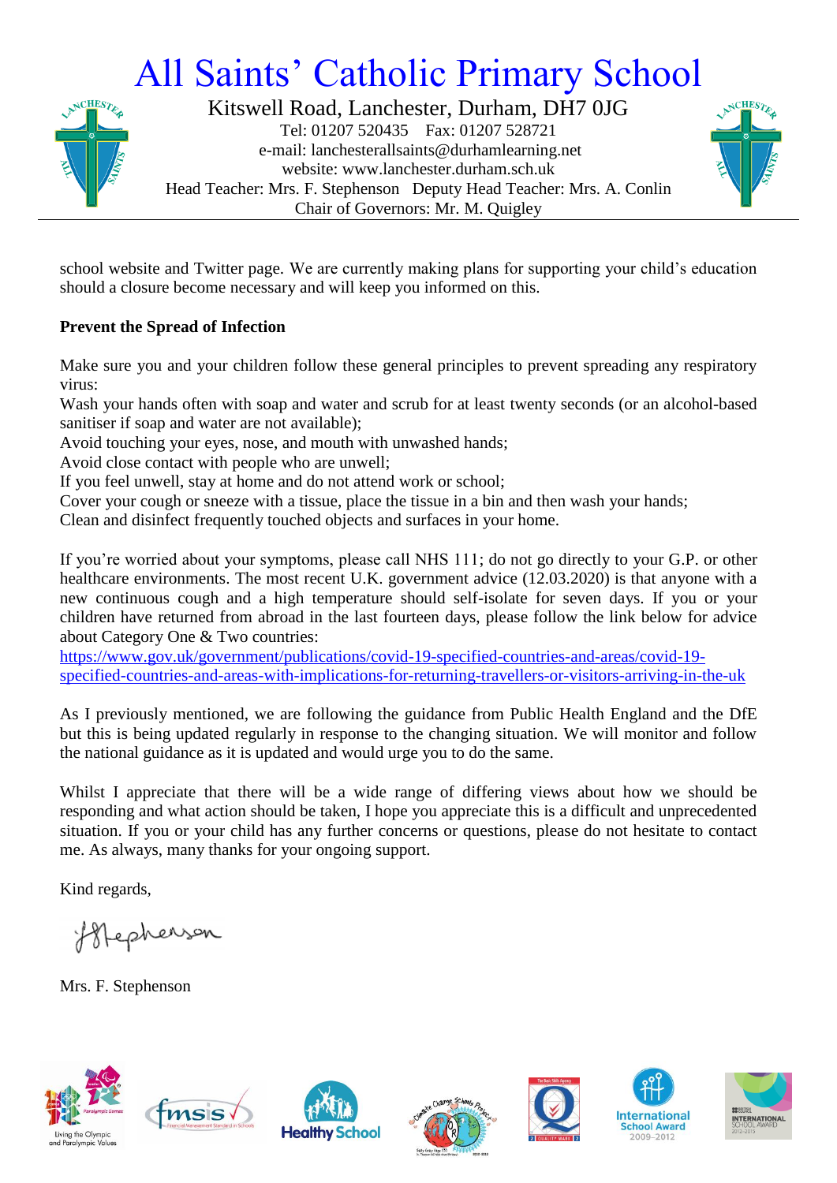school website and Twitter page. We are currently making plans for supporting your child's education should a closure become necessary and will keep you informed on this.

**Prevent the Spread of Infection**

Make sure you and your children follow these general principles to prevent spreading any respiratory virus:
Wash your hands often with soap and water and scrub for at least twenty seconds (or an alcohol-based sanitiser if soap and water are not available);
Avoid touching your eyes, nose, and mouth with unwashed hands;
Avoid close contact with people who are unwell;
If you feel unwell, stay at home and do not attend work or school;
Cover your cough or sneeze with a tissue, place the tissue in a bin and then wash your hands;
Clean and disinfect frequently touched objects and surfaces in your home.

If you're worried about your symptoms, please call NHS 111; do not go directly to your G.P. or other healthcare environments. The most recent U.K. government advice (12.03.2020) is that anyone with a new continuous cough and a high temperature should self-isolate for seven days. If you or your children have returned from abroad in the last fourteen days, please follow the link below for advice about Category One & Two countries:
https://www.gov.uk/government/publications/covid-19-specified-countries-and-areas/covid-19-specified-countries-and-areas-with-implications-for-returning-travellers-or-visitors-arriving-in-the-uk

As I previously mentioned, we are following the guidance from Public Health England and the DfE but this is being updated regularly in response to the changing situation. We will monitor and follow the national guidance as it is updated and would urge you to do the same.

Whilst I appreciate that there will be a wide range of differing views about how we should be responding and what action should be taken, I hope you appreciate this is a difficult and unprecedented situation. If you or your child has any further concerns or questions, please do not hesitate to contact me. As always, many thanks for your ongoing support.

Kind regards,

F Stephenson

Mrs. F. Stephenson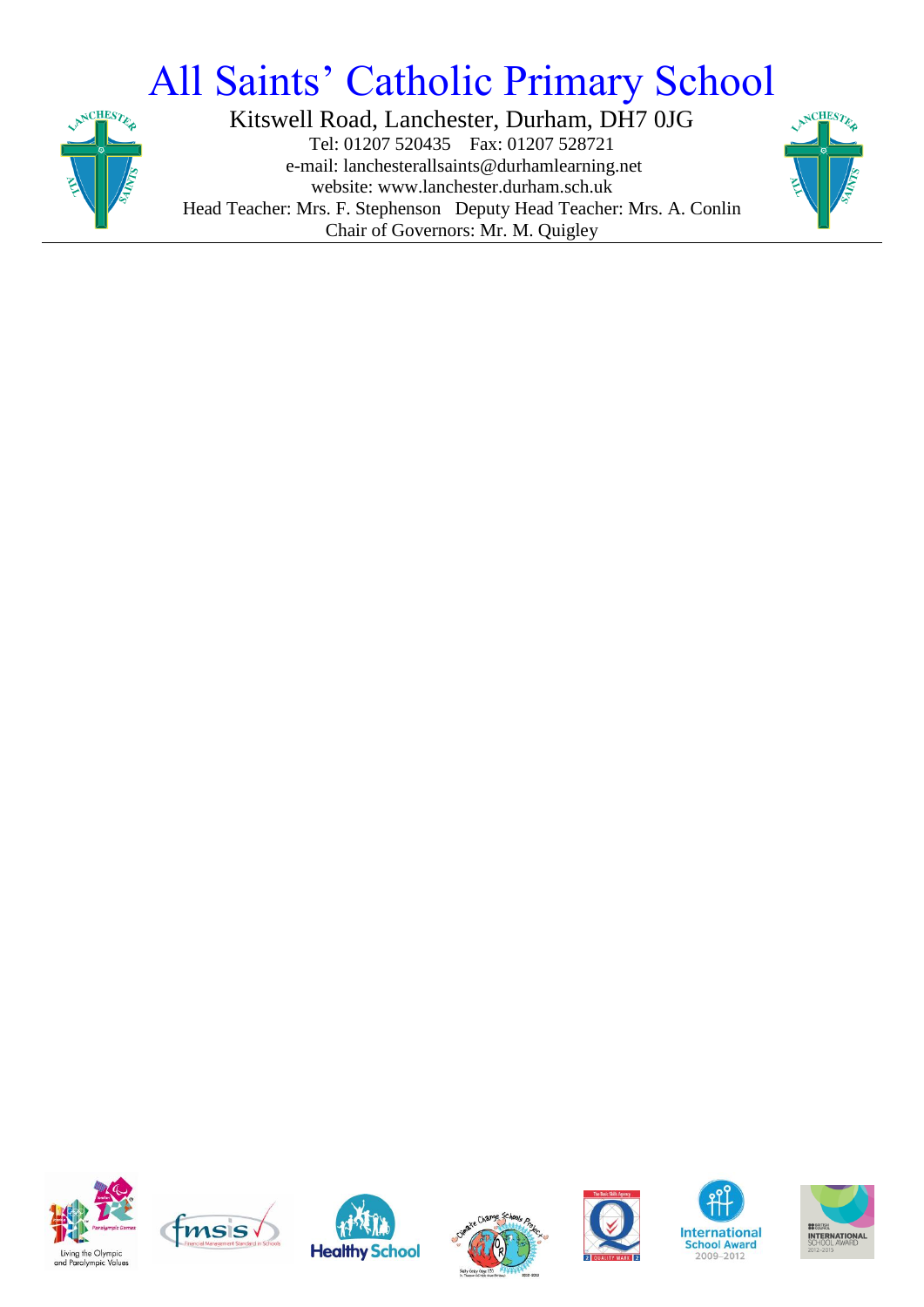# All Saints' Catholic Primary School

Kitswell Road, Lanchester, Durham, DH7 0JG

Tel: 01207 520435  Fax: 01207 528721

e-mail: lanchesterallsaints@durhamlearning.net

website: www.lanchester.durham.sch.uk

Head Teacher: Mrs. F. Stephenson  Deputy Head Teacher: Mrs. A. Conlin

Chair of Governors: Mr. M. Quigley